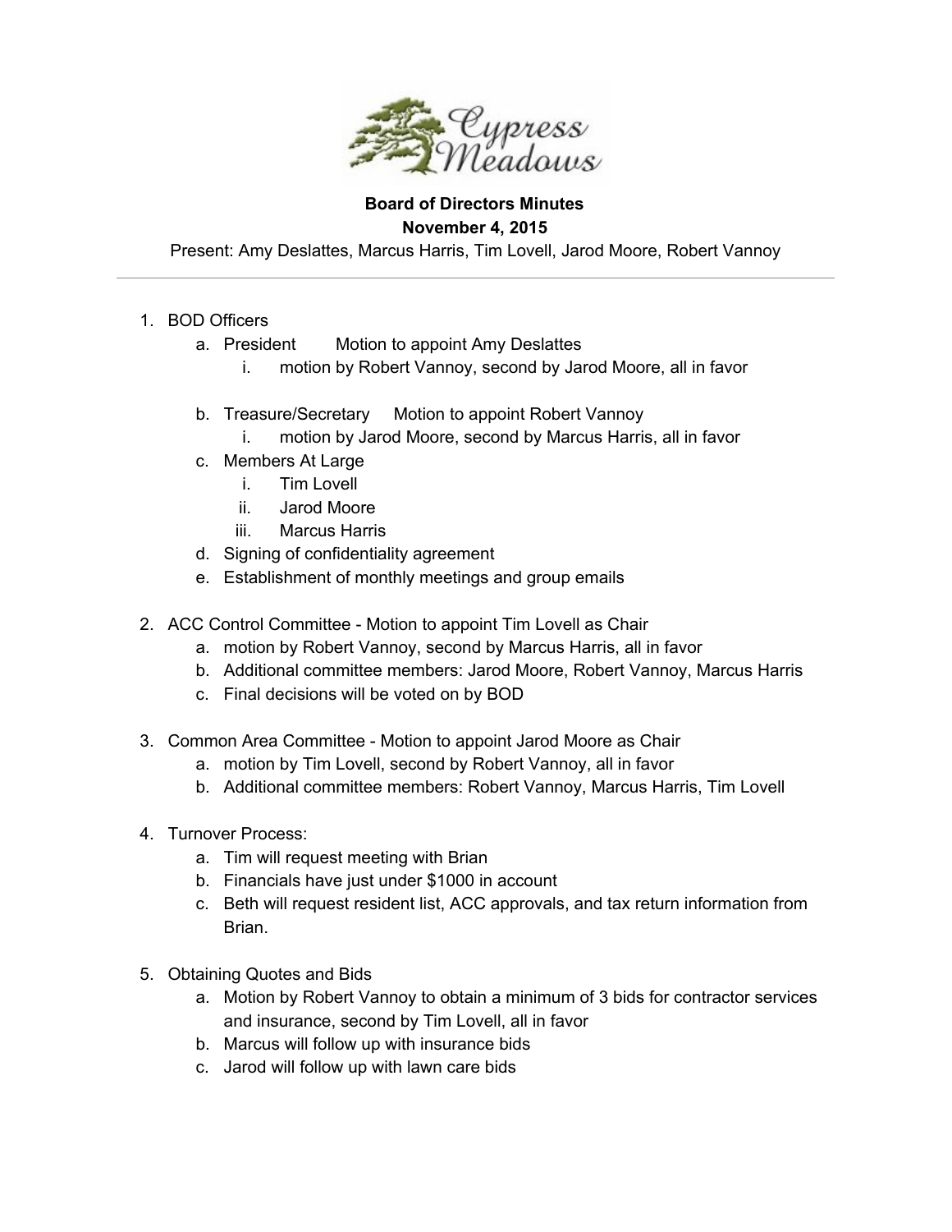**Board of Directors Minutes**

**November 4, 2015**

Present: Amy Deslattes, Marcus Harris, Tim Lovell, Jarod Moore, Robert Vannoy

---

1. BOD Officers
   a. President Motion to appoint Amy Deslattes
      i. motion by Robert Vannoy, second by Jarod Moore, all in favor

   b. Treasure/Secretary Motion to appoint Robert Vannoy
      i. motion by Jarod Moore, second by Marcus Harris, all in favor
   c. Members At Large
      i. Tim Lovell
      ii. Jarod Moore
      iii. Marcus Harris
   d. Signing of confidentiality agreement
   e. Establishment of monthly meetings and group emails

2. ACC Control Committee - Motion to appoint Tim Lovell as Chair
   a. motion by Robert Vannoy, second by Marcus Harris, all in favor
   b. Additional committee members: Jarod Moore, Robert Vannoy, Marcus Harris
   c. Final decisions will be voted on by BOD

3. Common Area Committee - Motion to appoint Jarod Moore as Chair
   a. motion by Tim Lovell, second by Robert Vannoy, all in favor
   b. Additional committee members: Robert Vannoy, Marcus Harris, Tim Lovell

4. Turnover Process:
   a. Tim will request meeting with Brian
   b. Financials have just under $1000 in account
   c. Beth will request resident list, ACC approvals, and tax return information from Brian.

5. Obtaining Quotes and Bids
   a. Motion by Robert Vannoy to obtain a minimum of 3 bids for contractor services and insurance, second by Tim Lovell, all in favor
   b. Marcus will follow up with insurance bids
   c. Jarod will follow up with lawn care bids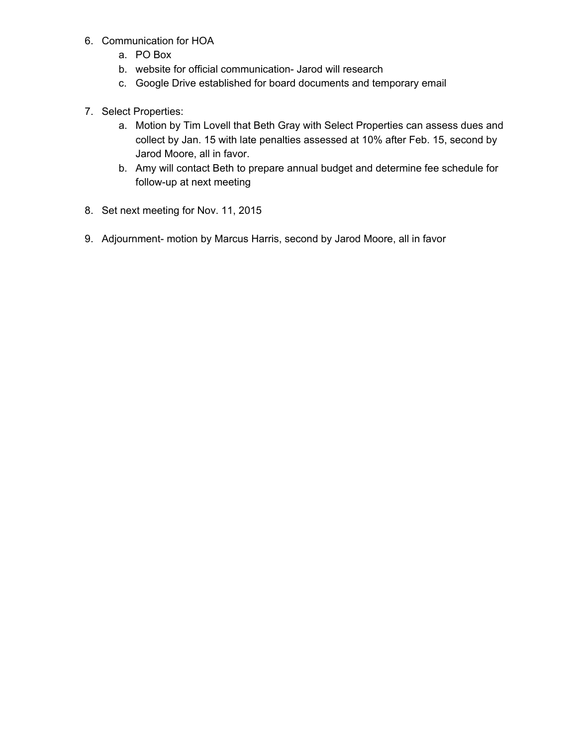6. Communication for HOA
    a. PO Box
    b. website for official communication- Jarod will research
    c. Google Drive established for board documents and temporary email

7. Select Properties:
    a. Motion by Tim Lovell that Beth Gray with Select Properties can assess dues and collect by Jan. 15 with late penalties assessed at 10% after Feb. 15, second by Jarod Moore, all in favor.
    b. Amy will contact Beth to prepare annual budget and determine fee schedule for follow-up at next meeting

8. Set next meeting for Nov. 11, 2015

9. Adjournment- motion by Marcus Harris, second by Jarod Moore, all in favor